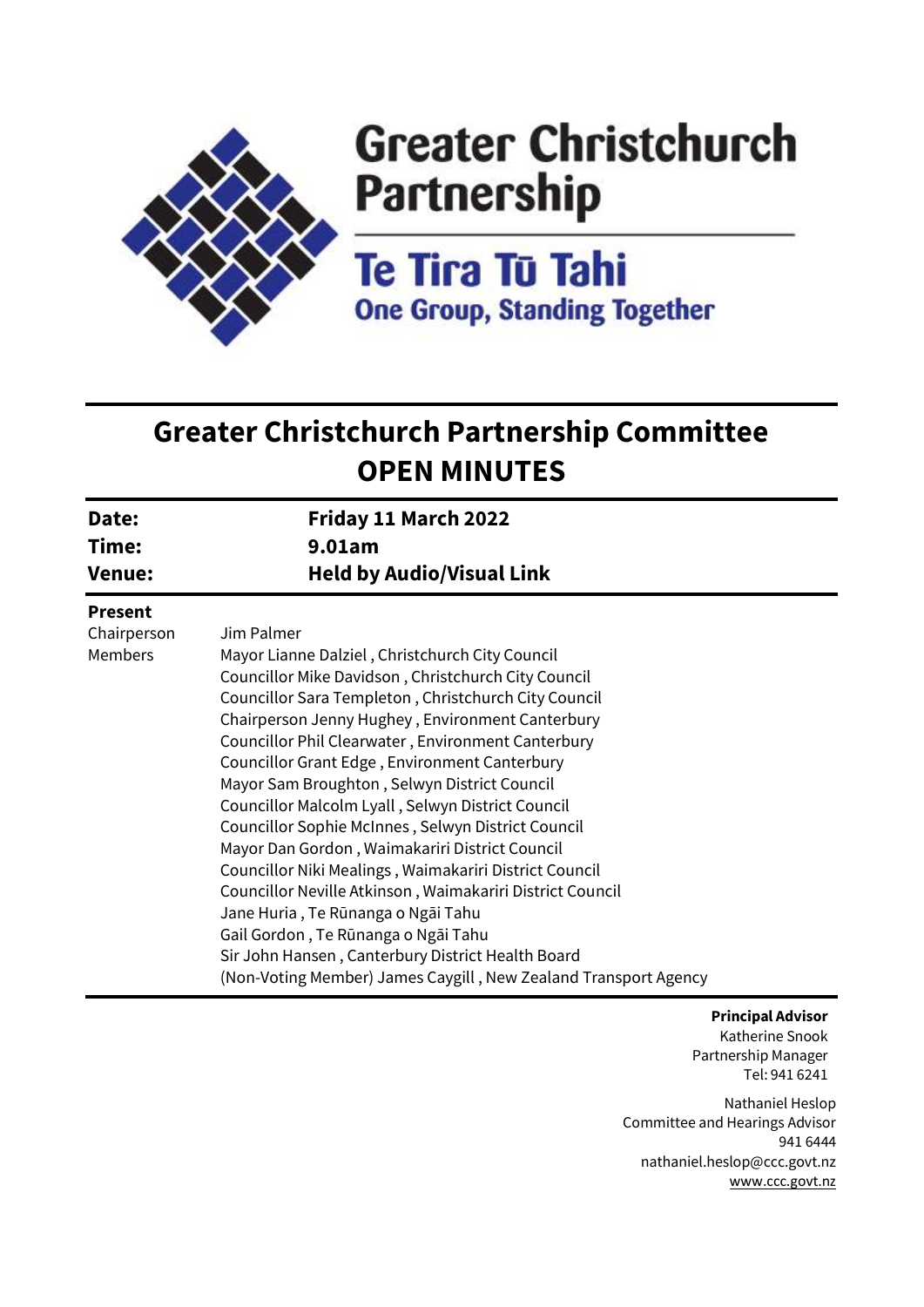# Greater Christchurch Partnership

## Te Tira Tū Tahi

### One Group, Standing Together

# Greater Christchurch Partnership Committee
# OPEN MINUTES

| | |
|---|---|
| **Date:** | **Friday 11 March 2022** |
| **Time:** | **9.01am** |
| **Venue:** | **Held by Audio/Visual Link** |

**Present**

| | |
|---|---|
| Chairperson | Jim Palmer |
| Members | Mayor Lianne Dalziel , Christchurch City Council |
| | Councillor Mike Davidson , Christchurch City Council |
| | Councillor Sara Templeton , Christchurch City Council |
| | Chairperson Jenny Hughey , Environment Canterbury |
| | Councillor Phil Clearwater , Environment Canterbury |
| | Councillor Grant Edge , Environment Canterbury |
| | Mayor Sam Broughton , Selwyn District Council |
| | Councillor Malcolm Lyall , Selwyn District Council |
| | Councillor Sophie McInnes , Selwyn District Council |
| | Mayor Dan Gordon , Waimakariri District Council |
| | Councillor Niki Mealings , Waimakariri District Council |
| | Councillor Neville Atkinson , Waimakariri District Council |
| | Jane Huria , Te Rūnanga o Ngāi Tahu |
| | Gail Gordon , Te Rūnanga o Ngāi Tahu |
| | Sir John Hansen , Canterbury District Health Board |
| | (Non-Voting Member) James Caygill , New Zealand Transport Agency |

**Principal Advisor**
Katherine Snook
Partnership Manager
Tel: 941 6241

Nathaniel Heslop
Committee and Hearings Advisor
941 6444
nathaniel.heslop@ccc.govt.nz
www.ccc.govt.nz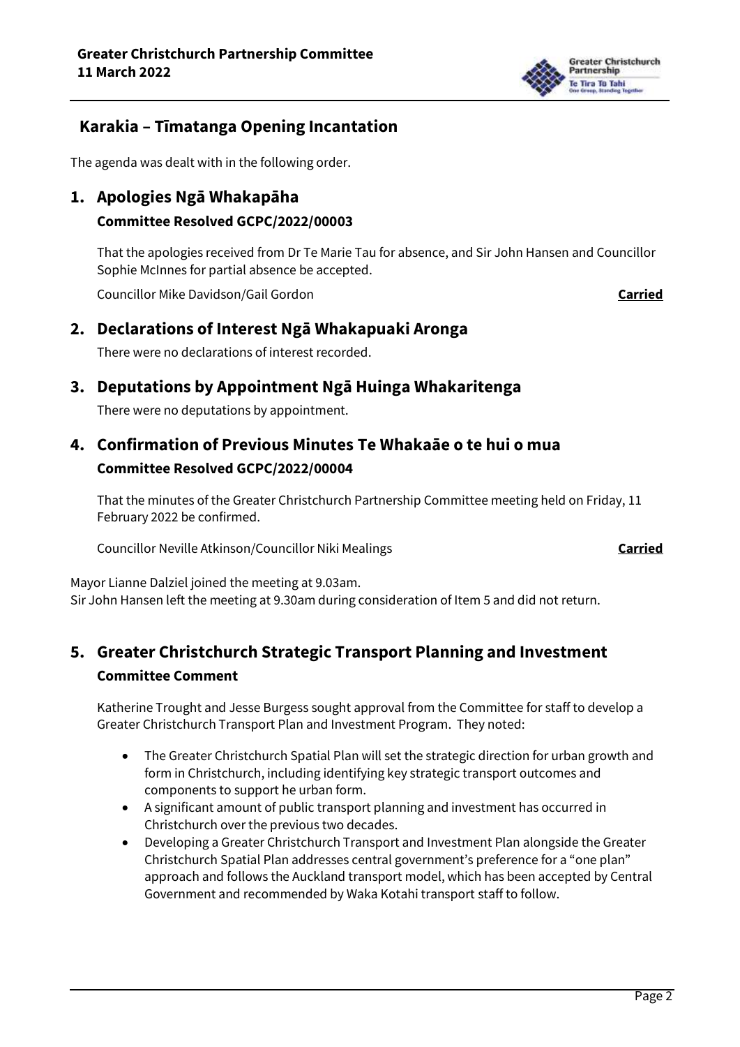## Karakia – Tīmatanga Opening Incantation

The agenda was dealt with in the following order.

## 1. Apologies Ngā Whakapāha

**Committee Resolved GCPC/2022/00003**

That the apologies received from Dr Te Marie Tau for absence, and Sir John Hansen and Councillor Sophie McInnes for partial absence be accepted.

Councillor Mike Davidson/Gail Gordon **Carried**

## 2. Declarations of Interest Ngā Whakapuaki Aronga

There were no declarations of interest recorded.

## 3. Deputations by Appointment Ngā Huinga Whakaritenga

There were no deputations by appointment.

## 4. Confirmation of Previous Minutes Te Whakaāe o te hui o mua

**Committee Resolved GCPC/2022/00004**

That the minutes of the Greater Christchurch Partnership Committee meeting held on Friday, 11 February 2022 be confirmed.

Councillor Neville Atkinson/Councillor Niki Mealings **Carried**

Mayor Lianne Dalziel joined the meeting at 9.03am.
Sir John Hansen left the meeting at 9.30am during consideration of Item 5 and did not return.

## 5. Greater Christchurch Strategic Transport Planning and Investment

**Committee Comment**

Katherine Trought and Jesse Burgess sought approval from the Committee for staff to develop a Greater Christchurch Transport Plan and Investment Program. They noted:

- The Greater Christchurch Spatial Plan will set the strategic direction for urban growth and form in Christchurch, including identifying key strategic transport outcomes and components to support he urban form.
- A significant amount of public transport planning and investment has occurred in Christchurch over the previous two decades.
- Developing a Greater Christchurch Transport and Investment Plan alongside the Greater Christchurch Spatial Plan addresses central government's preference for a "one plan" approach and follows the Auckland transport model, which has been accepted by Central Government and recommended by Waka Kotahi transport staff to follow.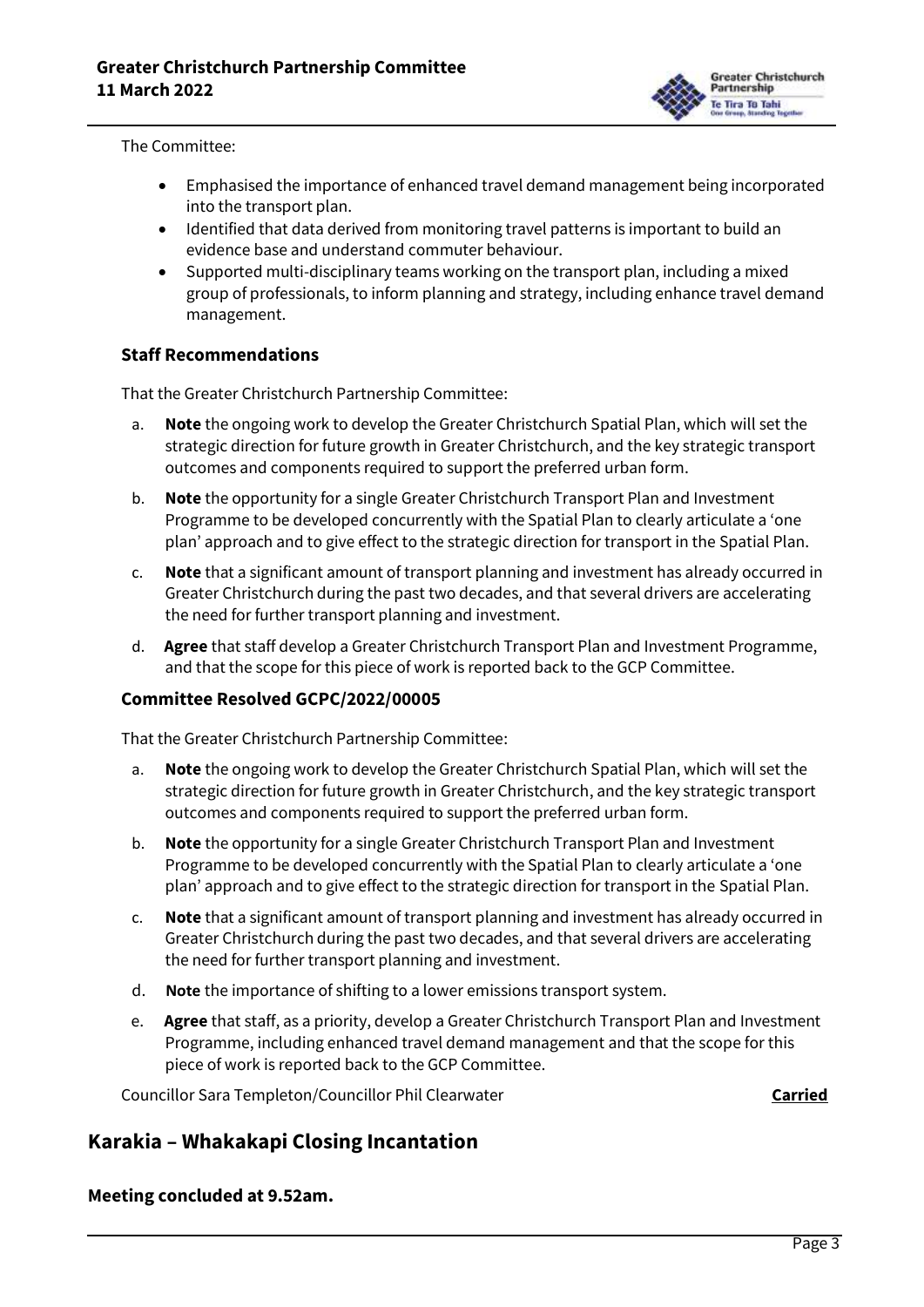The Committee:

- Emphasised the importance of enhanced travel demand management being incorporated into the transport plan.
- Identified that data derived from monitoring travel patterns is important to build an evidence base and understand commuter behaviour.
- Supported multi-disciplinary teams working on the transport plan, including a mixed group of professionals, to inform planning and strategy, including enhance travel demand management.

### Staff Recommendations

That the Greater Christchurch Partnership Committee:

a. **Note** the ongoing work to develop the Greater Christchurch Spatial Plan, which will set the strategic direction for future growth in Greater Christchurch, and the key strategic transport outcomes and components required to support the preferred urban form.

b. **Note** the opportunity for a single Greater Christchurch Transport Plan and Investment Programme to be developed concurrently with the Spatial Plan to clearly articulate a 'one plan' approach and to give effect to the strategic direction for transport in the Spatial Plan.

c. **Note** that a significant amount of transport planning and investment has already occurred in Greater Christchurch during the past two decades, and that several drivers are accelerating the need for further transport planning and investment.

d. **Agree** that staff develop a Greater Christchurch Transport Plan and Investment Programme, and that the scope for this piece of work is reported back to the GCP Committee.

### Committee Resolved GCPC/2022/00005

That the Greater Christchurch Partnership Committee:

a. **Note** the ongoing work to develop the Greater Christchurch Spatial Plan, which will set the strategic direction for future growth in Greater Christchurch, and the key strategic transport outcomes and components required to support the preferred urban form.

b. **Note** the opportunity for a single Greater Christchurch Transport Plan and Investment Programme to be developed concurrently with the Spatial Plan to clearly articulate a 'one plan' approach and to give effect to the strategic direction for transport in the Spatial Plan.

c. **Note** that a significant amount of transport planning and investment has already occurred in Greater Christchurch during the past two decades, and that several drivers are accelerating the need for further transport planning and investment.

d. **Note** the importance of shifting to a lower emissions transport system.

e. **Agree** that staff, as a priority, develop a Greater Christchurch Transport Plan and Investment Programme, including enhanced travel demand management and that the scope for this piece of work is reported back to the GCP Committee.

Councillor Sara Templeton/Councillor Phil Clearwater **Carried**

## Karakia – Whakakapi Closing Incantation

**Meeting concluded at 9.52am.**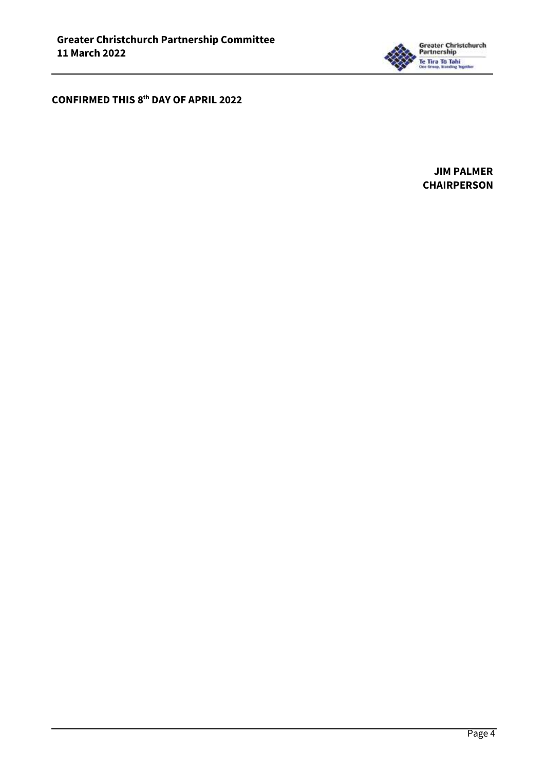**CONFIRMED THIS 8th DAY OF APRIL 2022**

**JIM PALMER**
**CHAIRPERSON**